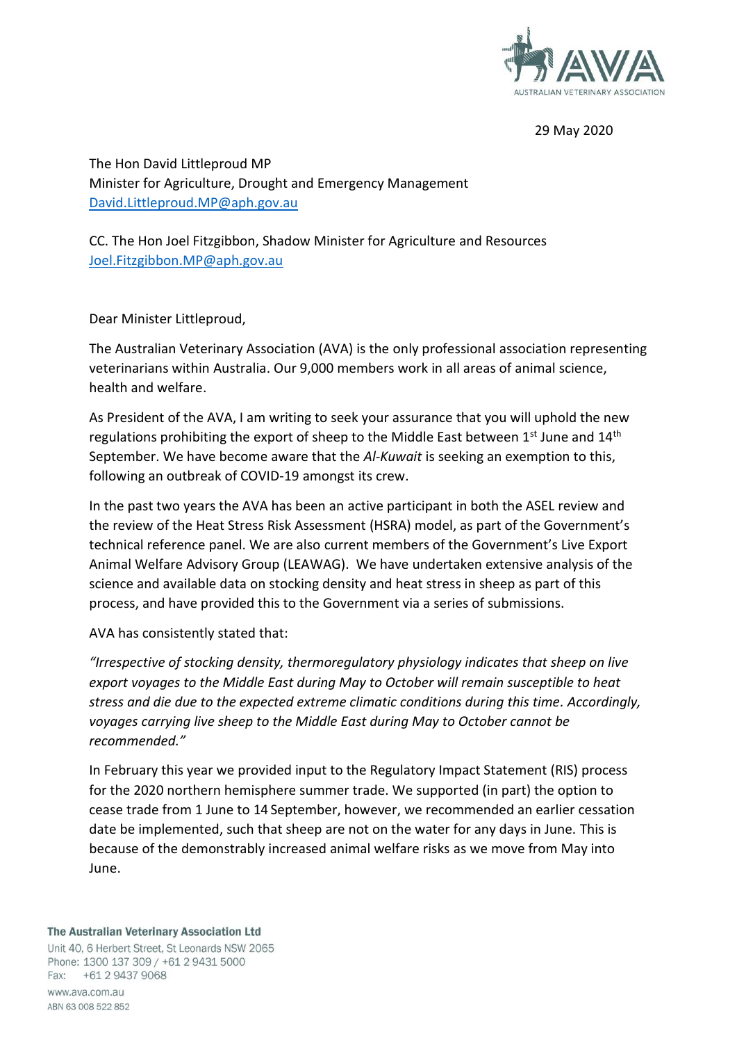29 May 2020

The Hon David Littleproud MP
Minister for Agriculture, Drought and Emergency Management
David.Littleproud.MP@aph.gov.au

CC. The Hon Joel Fitzgibbon, Shadow Minister for Agriculture and Resources
Joel.Fitzgibbon.MP@aph.gov.au

Dear Minister Littleproud,

The Australian Veterinary Association (AVA) is the only professional association representing veterinarians within Australia. Our 9,000 members work in all areas of animal science, health and welfare.

As President of the AVA, I am writing to seek your assurance that you will uphold the new regulations prohibiting the export of sheep to the Middle East between 1st June and 14th September. We have become aware that the *Al-Kuwait* is seeking an exemption to this, following an outbreak of COVID-19 amongst its crew.

In the past two years the AVA has been an active participant in both the ASEL review and the review of the Heat Stress Risk Assessment (HSRA) model, as part of the Government's technical reference panel. We are also current members of the Government's Live Export Animal Welfare Advisory Group (LEAWAG). We have undertaken extensive analysis of the science and available data on stocking density and heat stress in sheep as part of this process, and have provided this to the Government via a series of submissions.

AVA has consistently stated that:

*"Irrespective of stocking density, thermoregulatory physiology indicates that sheep on live export voyages to the Middle East during May to October will remain susceptible to heat stress and die due to the expected extreme climatic conditions during this time. Accordingly, voyages carrying live sheep to the Middle East during May to October cannot be recommended."*

In February this year we provided input to the Regulatory Impact Statement (RIS) process for the 2020 northern hemisphere summer trade. We supported (in part) the option to cease trade from 1 June to 14 September, however, we recommended an earlier cessation date be implemented, such that sheep are not on the water for any days in June. This is because of the demonstrably increased animal welfare risks as we move from May into June.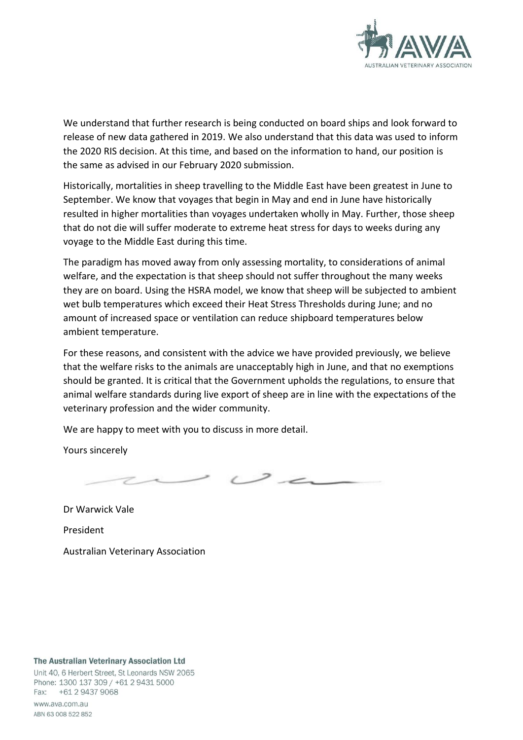We understand that further research is being conducted on board ships and look forward to release of new data gathered in 2019. We also understand that this data was used to inform the 2020 RIS decision. At this time, and based on the information to hand, our position is the same as advised in our February 2020 submission.

Historically, mortalities in sheep travelling to the Middle East have been greatest in June to September. We know that voyages that begin in May and end in June have historically resulted in higher mortalities than voyages undertaken wholly in May. Further, those sheep that do not die will suffer moderate to extreme heat stress for days to weeks during any voyage to the Middle East during this time.

The paradigm has moved away from only assessing mortality, to considerations of animal welfare, and the expectation is that sheep should not suffer throughout the many weeks they are on board. Using the HSRA model, we know that sheep will be subjected to ambient wet bulb temperatures which exceed their Heat Stress Thresholds during June; and no amount of increased space or ventilation can reduce shipboard temperatures below ambient temperature.

For these reasons, and consistent with the advice we have provided previously, we believe that the welfare risks to the animals are unacceptably high in June, and that no exemptions should be granted. It is critical that the Government upholds the regulations, to ensure that animal welfare standards during live export of sheep are in line with the expectations of the veterinary profession and the wider community.

We are happy to meet with you to discuss in more detail.

Yours sincerely

Dr Warwick Vale

President

Australian Veterinary Association

**The Australian Veterinary Association Ltd**

Unit 40, 6 Herbert Street, St Leonards NSW 2065
Phone: 1300 137 309 / +61 2 9431 5000
Fax: +61 2 9437 9068
www.ava.com.au
ABN 63 008 522 852